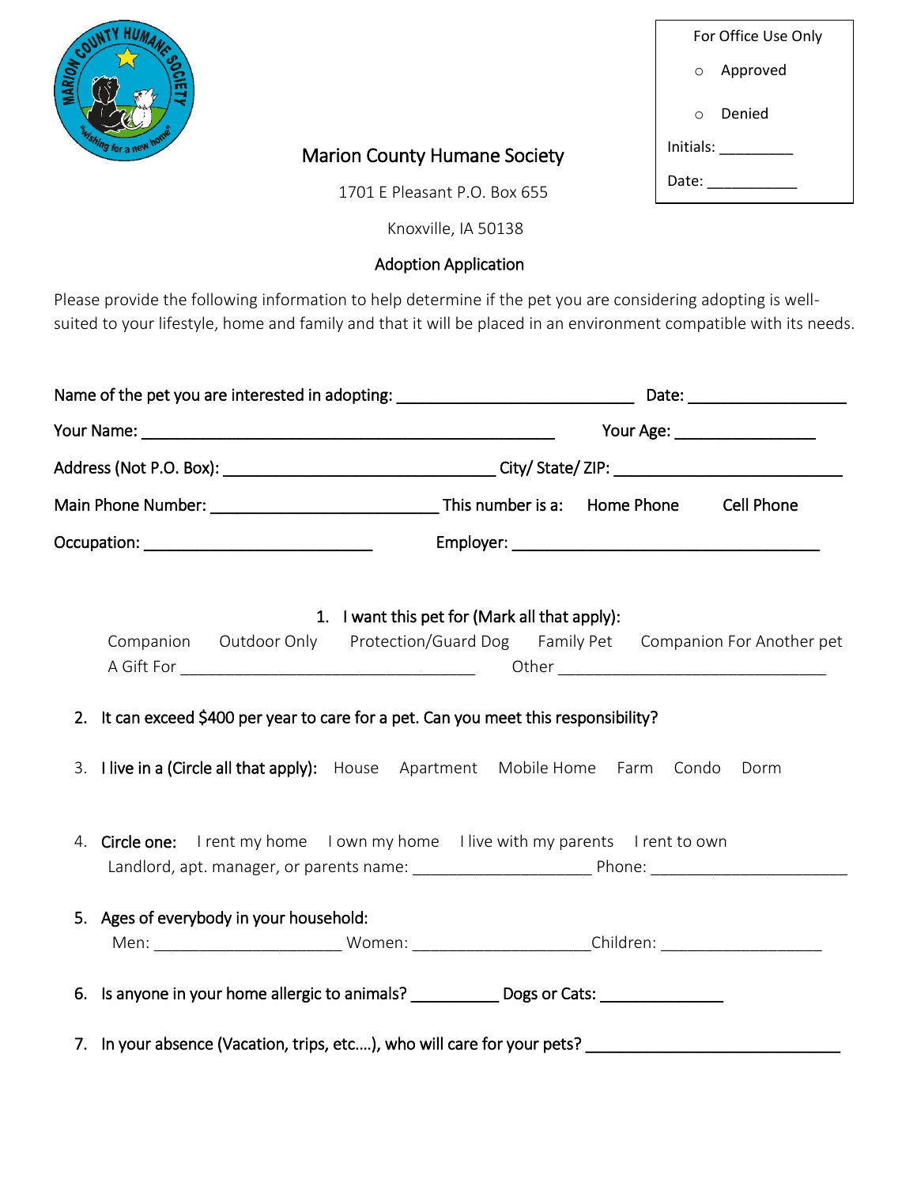For Office Use Only

- ○ Approved
- ○ Denied

Initials: _________

Date: ___________

# Marion County Humane Society

1701 E Pleasant P.O. Box 655

Knoxville, IA 50138

## Adoption Application

Please provide the following information to help determine if the pet you are considering adopting is well-suited to your lifestyle, home and family and that it will be placed in an environment compatible with its needs.

Name of the pet you are interested in adopting: ___________________________ Date: __________________

Your Name: _______________________________________________ Your Age: ________________

Address (Not P.O. Box): _______________________________ City/ State/ ZIP: __________________________

Main Phone Number: __________________________ This number is a: Home Phone Cell Phone

Occupation: __________________________ Employer: ___________________________________

1. I want this pet for (Mark all that apply):
   Companion Outdoor Only Protection/Guard Dog Family Pet Companion For Another pet
   A Gift For _________________________________ Other _______________________________

2. It can exceed $400 per year to care for a pet. Can you meet this responsibility?

3. I live in a (Circle all that apply): House Apartment Mobile Home Farm Condo Dorm

4. Circle one: I rent my home I own my home I live with my parents I rent to own
   Landlord, apt. manager, or parents name: ____________________ Phone: ______________________

5. Ages of everybody in your household:
   Men: _____________________ Women: ____________________Children: __________________

6. Is anyone in your home allergic to animals? __________ Dogs or Cats: ______________

7. In your absence (Vacation, trips, etc….), who will care for your pets? _____________________________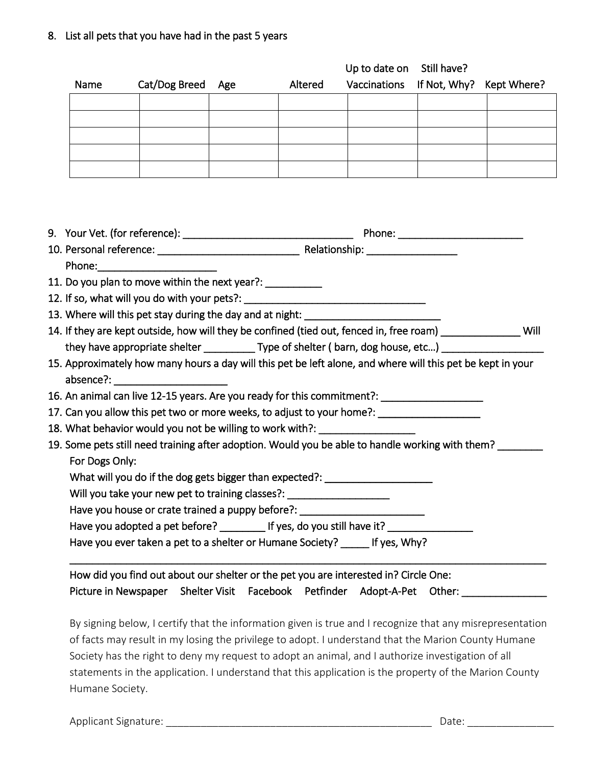8. List all pets that you have had in the past 5 years

| Name | Cat/Dog Breed | Age | Altered | Up to date on Vaccinations | Still have? If Not, Why? | Kept Where? |
|---|---|---|---|---|---|---|
| | | | | | | |
| | | | | | | |
| | | | | | | |
| | | | | | | |
| | | | | | | |

9. Your Vet. (for reference): ______________________________ Phone: ______________________
10. Personal reference: _________________________ Relationship: ________________
    Phone:_____________________
11. Do you plan to move within the next year?: __________
12. If so, what will you do with your pets?: ________________________________
13. Where will this pet stay during the day and at night: _______________________
14. If they are kept outside, how will they be confined (tied out, fenced in, free roam) ______________ Will they have appropriate shelter _________ Type of shelter ( barn, dog house, etc…) _________________
15. Approximately how many hours a day will this pet be left alone, and where will this pet be kept in your absence?: ___________________
16. An animal can live 12-15 years. Are you ready for this commitment?: _________________
17. Can you allow this pet two or more weeks, to adjust to your home?: _________________
18. What behavior would you not be willing to work with?: ________________
19. Some pets still need training after adoption. Would you be able to handle working with them? ________

    For Dogs Only:

    What will you do if the dog gets bigger than expected?: ___________________

    Will you take your new pet to training classes?: _________________

    Have you house or crate trained a puppy before?: _____________________

    Have you adopted a pet before? ________ If yes, do you still have it? _______________

    Have you ever taken a pet to a shelter or Humane Society? _____ If yes, Why?

    ______________________________________________________________________________

    How did you find out about our shelter or the pet you are interested in? Circle One:

    Picture in Newspaper    Shelter Visit    Facebook    Petfinder    Adopt-A-Pet    Other: ______________

By signing below, I certify that the information given is true and I recognize that any misrepresentation of facts may result in my losing the privilege to adopt. I understand that the Marion County Humane Society has the right to deny my request to adopt an animal, and I authorize investigation of all statements in the application. I understand that this application is the property of the Marion County Humane Society.

Applicant Signature: _______________________________________________ Date: _______________